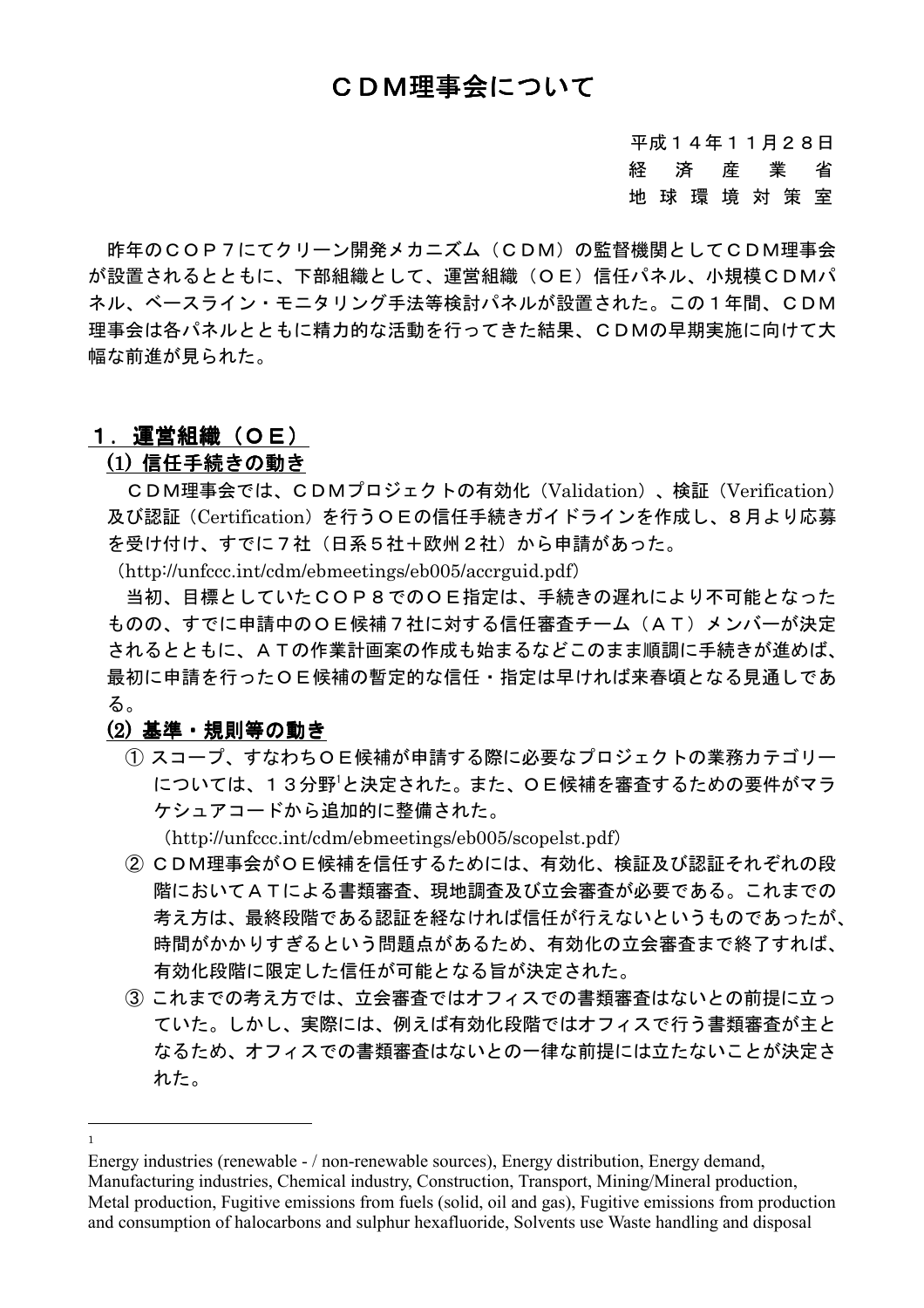# ＣＤＭ理事会について

平成１４年１１月２８日
経　済　産　業　省
地 球 環 境 対 策 室

昨年のＣＯＰ７にてクリーン開発メカニズム（ＣＤＭ）の監督機関としてＣＤＭ理事会が設置されるとともに、下部組織として、運営組織（ＯＥ）信任パネル、小規模ＣＤＭパネル、ベースライン・モニタリング手法等検討パネルが設置された。この１年間、ＣＤＭ理事会は各パネルとともに精力的な活動を行ってきた結果、ＣＤＭの早期実施に向けて大幅な前進が見られた。

## １．運営組織（ＯＥ）

### (1) 信任手続きの動き

ＣＤＭ理事会では、ＣＤＭプロジェクトの有効化（Validation）、検証（Verification）及び認証（Certification）を行うＯＥの信任手続きガイドラインを作成し、８月より応募を受け付け、すでに７社（日系５社＋欧州２社）から申請があった。

（http://unfccc.int/cdm/ebmeetings/eb005/accrguid.pdf）

当初、目標としていたＣＯＰ８でのＯＥ指定は、手続きの遅れにより不可能となったものの、すでに申請中のＯＥ候補７社に対する信任審査チーム（ＡＴ）メンバーが決定されるとともに、ＡＴの作業計画案の作成も始まるなどこのまま順調に手続きが進めば、最初に申請を行ったＯＥ候補の暫定的な信任・指定は早ければ来春頃となる見通しである。

### (2) 基準・規則等の動き

① スコープ、すなわちＯＥ候補が申請する際に必要なプロジェクトの業務カテゴリーについては、１３分野[1]と決定された。また、ＯＥ候補を審査するための要件がマラケシュアコードから追加的に整備された。

（http://unfccc.int/cdm/ebmeetings/eb005/scopelst.pdf）

② ＣＤＭ理事会がＯＥ候補を信任するためには、有効化、検証及び認証それぞれの段階においてＡＴによる書類審査、現地調査及び立会審査が必要である。これまでの考え方は、最終段階である認証を経なければ信任が行えないというものであったが、時間がかかりすぎるという問題点があるため、有効化の立会審査まで終了すれば、有効化段階に限定した信任が可能となる旨が決定された。

③ これまでの考え方では、立会審査ではオフィスでの書類審査はないとの前提に立っていた。しかし、実際には、例えば有効化段階ではオフィスで行う書類審査が主となるため、オフィスでの書類審査はないとの一律な前提には立たないことが決定された。

---

[1] Energy industries (renewable - / non-renewable sources), Energy distribution, Energy demand, Manufacturing industries, Chemical industry, Construction, Transport, Mining/Mineral production, Metal production, Fugitive emissions from fuels (solid, oil and gas), Fugitive emissions from production and consumption of halocarbons and sulphur hexafluoride, Solvents use Waste handling and disposal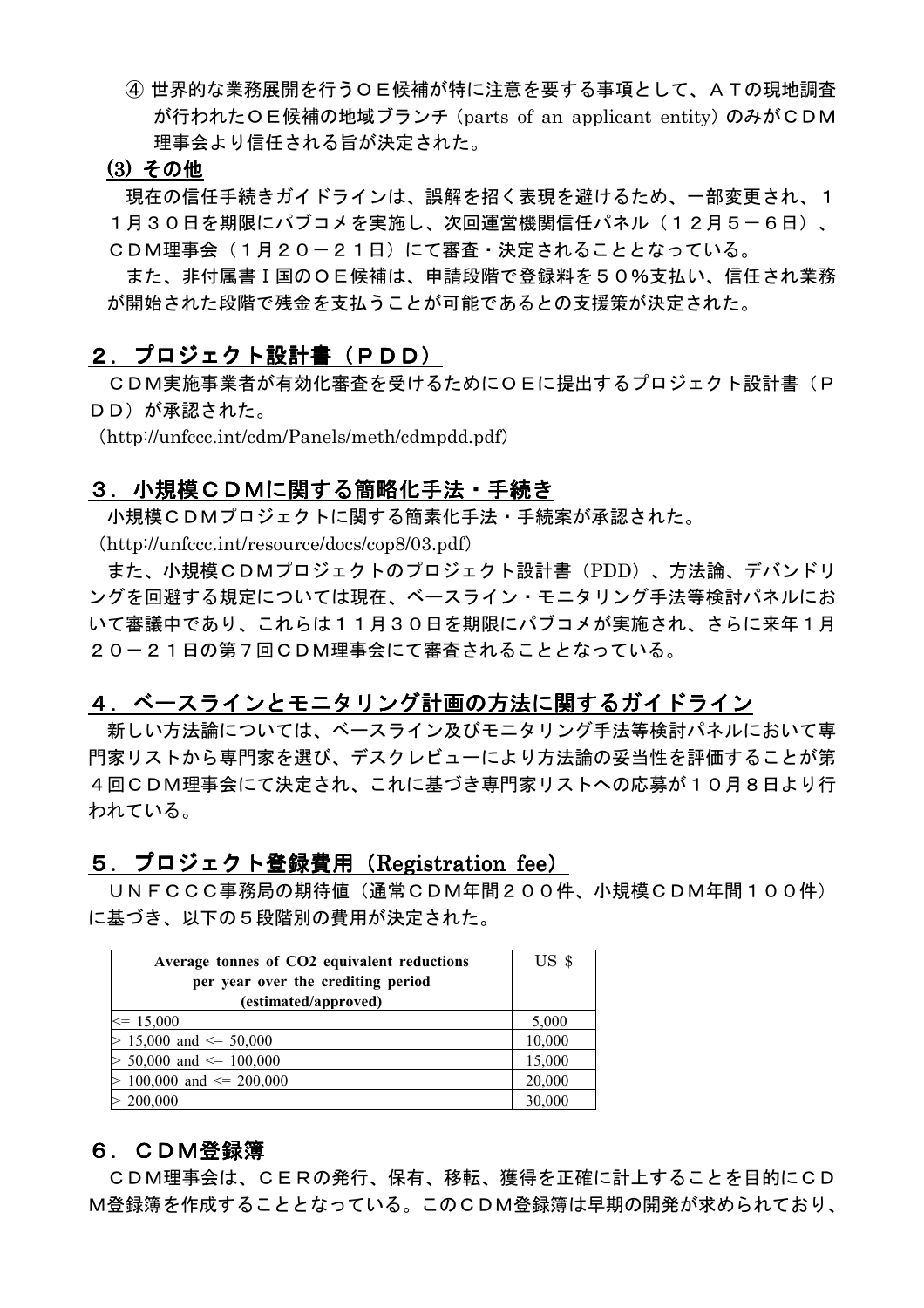④ 世界的な業務展開を行うＯＥ候補が特に注意を要する事項として、ＡＴの現地調査が行われたＯＥ候補の地域ブランチ（parts of an applicant entity）のみがＣＤＭ理事会より信任される旨が決定された。

### (3) その他

現在の信任手続きガイドラインは、誤解を招く表現を避けるため、一部変更され、１１月３０日を期限にパブコメを実施し、次回運営機関信任パネル（１２月５－６日）、ＣＤＭ理事会（１月２０－２１日）にて審査・決定されることとなっている。

また、非付属書Ｉ国のＯＥ候補は、申請段階で登録料を５０％支払い、信任され業務が開始された段階で残金を支払うことが可能であるとの支援策が決定された。

## ２．プロジェクト設計書（ＰＤＤ）

ＣＤＭ実施事業者が有効化審査を受けるためにＯＥに提出するプロジェクト設計書（ＰＤＤ）が承認された。

（http://unfccc.int/cdm/Panels/meth/cdmpdd.pdf）

## ３．小規模ＣＤＭに関する簡略化手法・手続き

小規模ＣＤＭプロジェクトに関する簡素化手法・手続案が承認された。

（http://unfccc.int/resource/docs/cop8/03.pdf）

また、小規模ＣＤＭプロジェクトのプロジェクト設計書（PDD）、方法論、デバンドリングを回避する規定については現在、ベースライン・モニタリング手法等検討パネルにおいて審議中であり、これらは１１月３０日を期限にパブコメが実施され、さらに来年１月２０－２１日の第７回ＣＤＭ理事会にて審査されることとなっている。

## ４．ベースラインとモニタリング計画の方法に関するガイドライン

新しい方法論については、ベースライン及びモニタリング手法等検討パネルにおいて専門家リストから専門家を選び、デスクレビューにより方法論の妥当性を評価することが第４回ＣＤＭ理事会にて決定され、これに基づき専門家リストへの応募が１０月８日より行われている。

## ５．プロジェクト登録費用（Registration fee）

ＵＮＦＣＣＣ事務局の期待値（通常ＣＤＭ年間２００件、小規模ＣＤＭ年間１００件）に基づき、以下の５段階別の費用が決定された。

| Average tonnes of CO2 equivalent reductions per year over the crediting period (estimated/approved) | US $ |
|---|---|
| <= 15,000 | 5,000 |
| > 15,000 and <= 50,000 | 10,000 |
| > 50,000 and <= 100,000 | 15,000 |
| > 100,000 and <= 200,000 | 20,000 |
| > 200,000 | 30,000 |

## ６．ＣＤＭ登録簿

ＣＤＭ理事会は、ＣＥＲの発行、保有、移転、獲得を正確に計上することを目的にＣＤＭ登録簿を作成することとなっている。このＣＤＭ登録簿は早期の開発が求められており、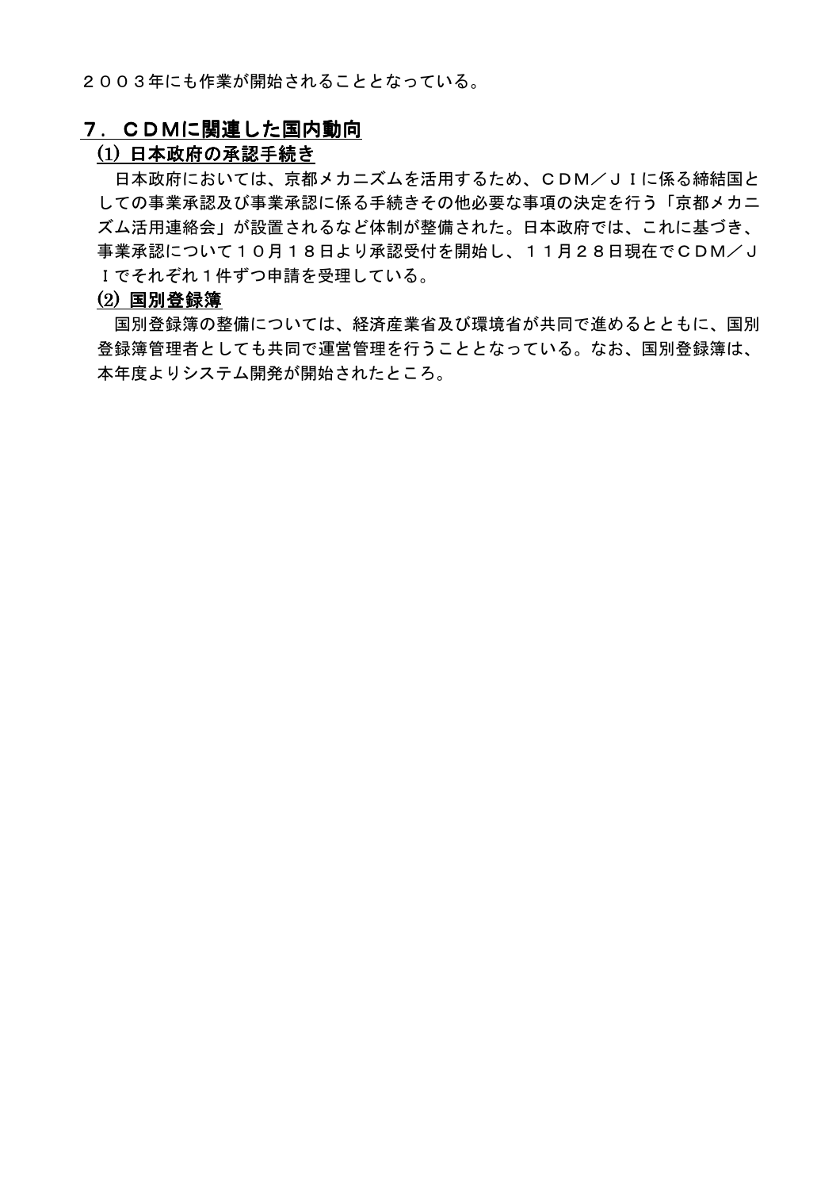２００３年にも作業が開始されることとなっている。

## ７．ＣＤＭに関連した国内動向

### ⑴ 日本政府の承認手続き

日本政府においては、京都メカニズムを活用するため、ＣＤＭ／ＪＩに係る締結国としての事業承認及び事業承認に係る手続きその他必要な事項の決定を行う「京都メカニズム活用連絡会」が設置されるなど体制が整備された。日本政府では、これに基づき、事業承認について１０月１８日より承認受付を開始し、１１月２８日現在でＣＤＭ／ＪＩでそれぞれ１件ずつ申請を受理している。

### ⑵ 国別登録簿

国別登録簿の整備については、経済産業省及び環境省が共同で進めるとともに、国別登録簿管理者としても共同で運営管理を行うこととなっている。なお、国別登録簿は、本年度よりシステム開発が開始されたところ。